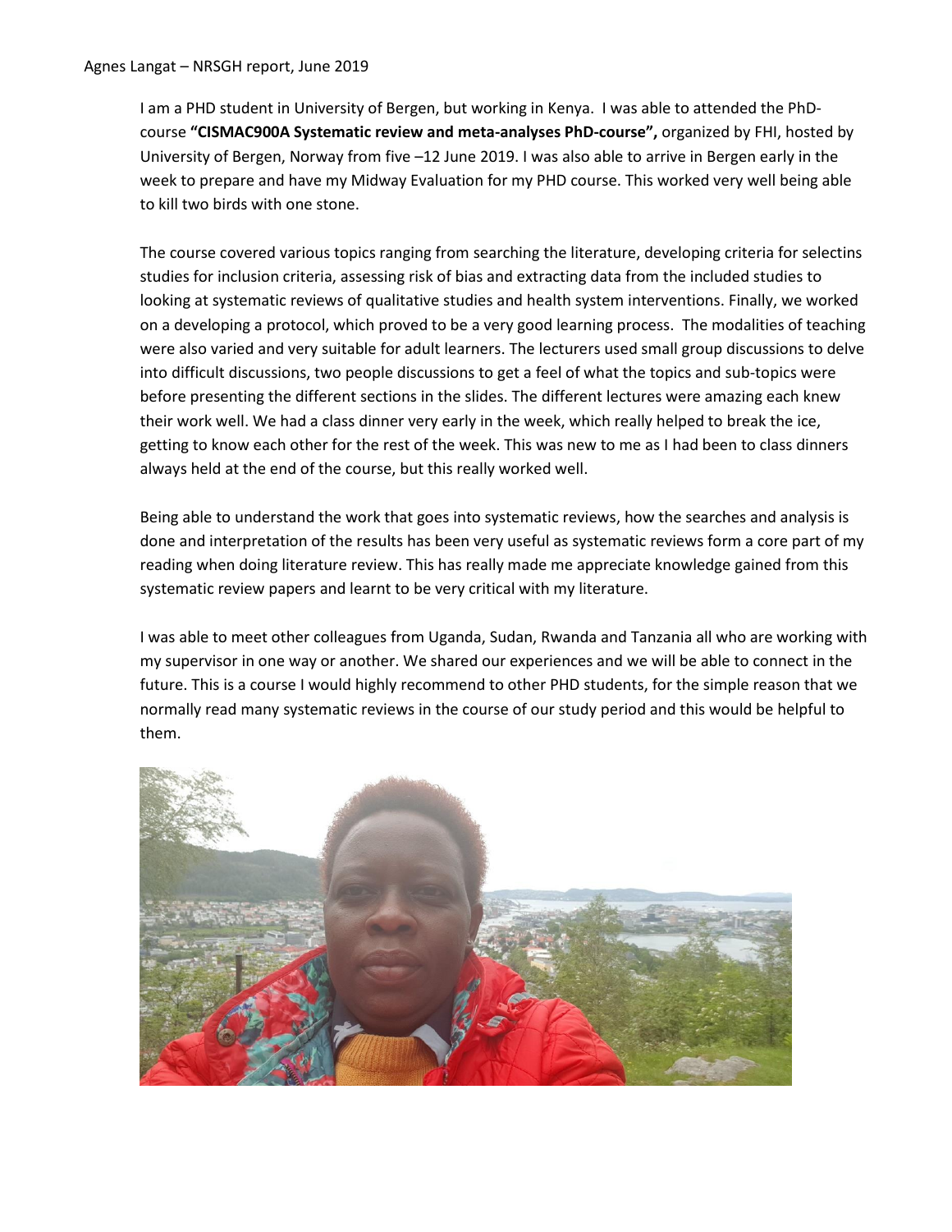Agnes Langat – NRSGH report, June 2019

I am a PHD student in University of Bergen, but working in Kenya.  I was able to attended the PhD-course **"CISMAC900A Systematic review and meta-analyses PhD-course",** organized by FHI, hosted by University of Bergen, Norway from five –12 June 2019. I was also able to arrive in Bergen early in the week to prepare and have my Midway Evaluation for my PHD course. This worked very well being able to kill two birds with one stone.

The course covered various topics ranging from searching the literature, developing criteria for selectins studies for inclusion criteria, assessing risk of bias and extracting data from the included studies to looking at systematic reviews of qualitative studies and health system interventions. Finally, we worked on a developing a protocol, which proved to be a very good learning process.  The modalities of teaching were also varied and very suitable for adult learners. The lecturers used small group discussions to delve into difficult discussions, two people discussions to get a feel of what the topics and sub-topics were before presenting the different sections in the slides. The different lectures were amazing each knew their work well. We had a class dinner very early in the week, which really helped to break the ice, getting to know each other for the rest of the week. This was new to me as I had been to class dinners always held at the end of the course, but this really worked well.

Being able to understand the work that goes into systematic reviews, how the searches and analysis is done and interpretation of the results has been very useful as systematic reviews form a core part of my reading when doing literature review. This has really made me appreciate knowledge gained from this systematic review papers and learnt to be very critical with my literature.

I was able to meet other colleagues from Uganda, Sudan, Rwanda and Tanzania all who are working with my supervisor in one way or another. We shared our experiences and we will be able to connect in the future. This is a course I would highly recommend to other PHD students, for the simple reason that we normally read many systematic reviews in the course of our study period and this would be helpful to them.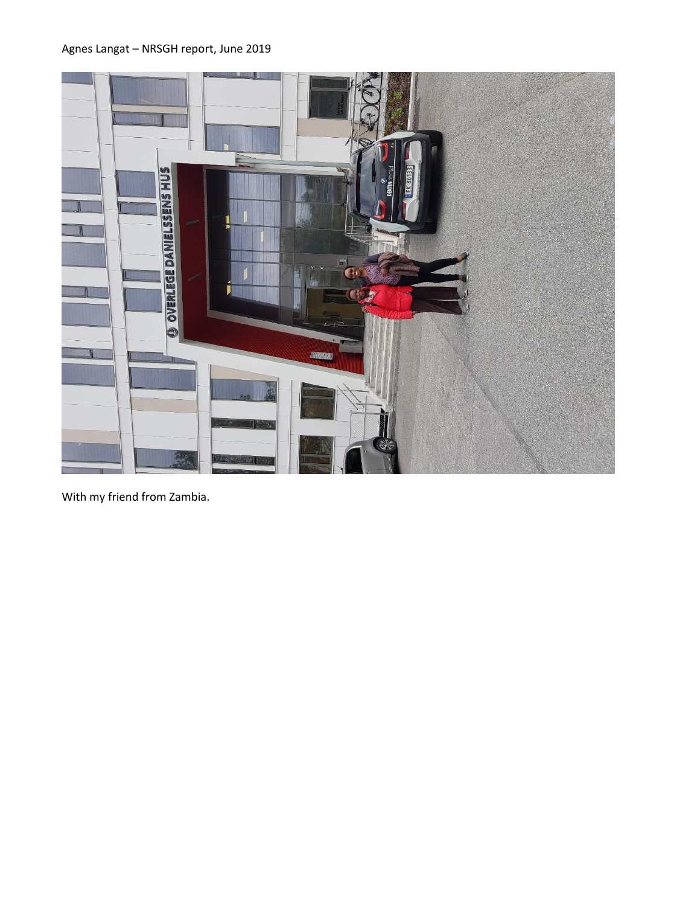Agnes Langat – NRSGH report, June 2019

With my friend from Zambia.